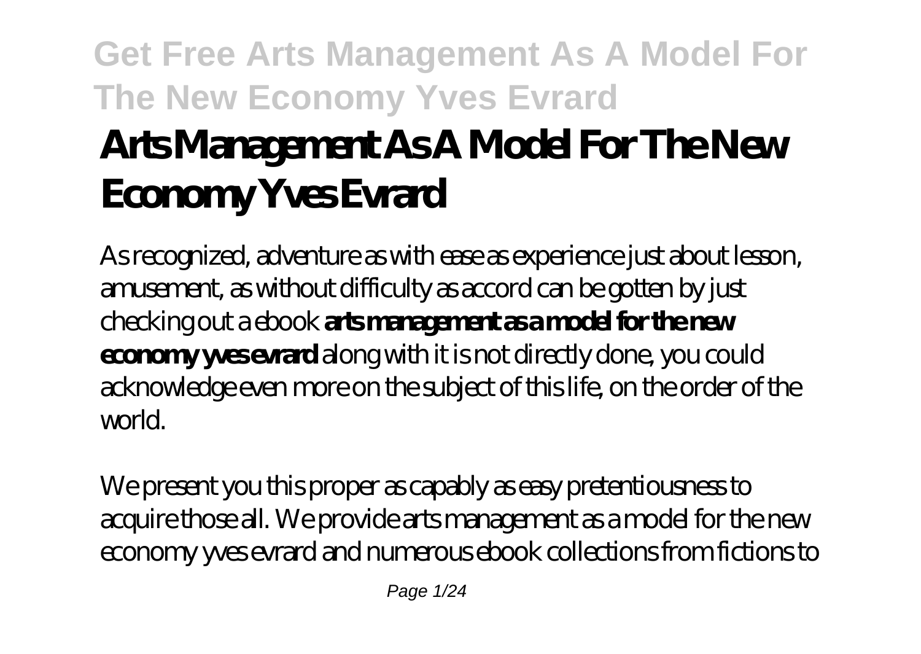# Arts Management As A Model For The New Economy Yves Evrard

As recognized, adventure as with ease as experience just about lesson, amusement, as without difficulty as accord can be gotten by just checking out a ebook **arts management as a model for the new economy yves evrard** along with it is not directly done, you could acknowledge even more on the subject of this life, on the order of the world.

We present you this proper as capably as easy pretentiousness to acquire those all. We provide arts management as a model for the new economy yves evrard and numerous ebook collections from fictions to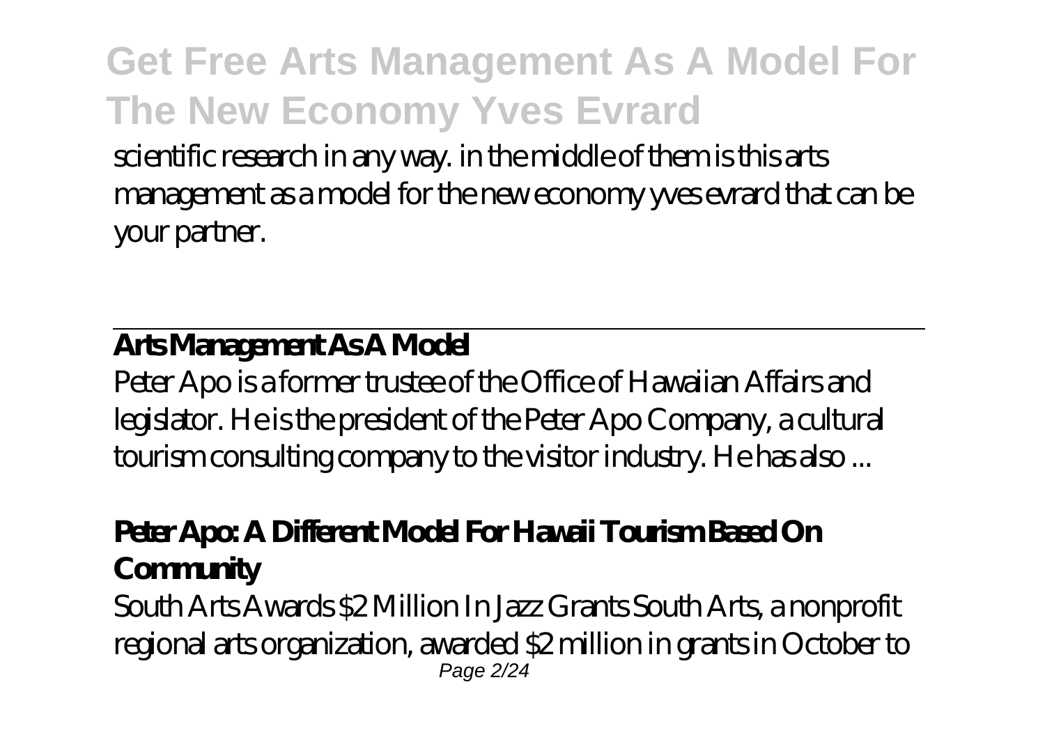scientific research in any way. in the middle of them is this arts management as a model for the new economy yves evrard that can be your partner.

---

**Arts Management As A Model**

Peter Apo is a former trustee of the Office of Hawaiian Affairs and legislator. He is the president of the Peter Apo Company, a cultural tourism consulting company to the visitor industry. He has also ...

**Peter Apo: A Different Model For Hawaii Tourism Based On Community**

South Arts Awards $2 Million In Jazz Grants South Arts, a nonprofit regional arts organization, awarded $2 million in grants in October to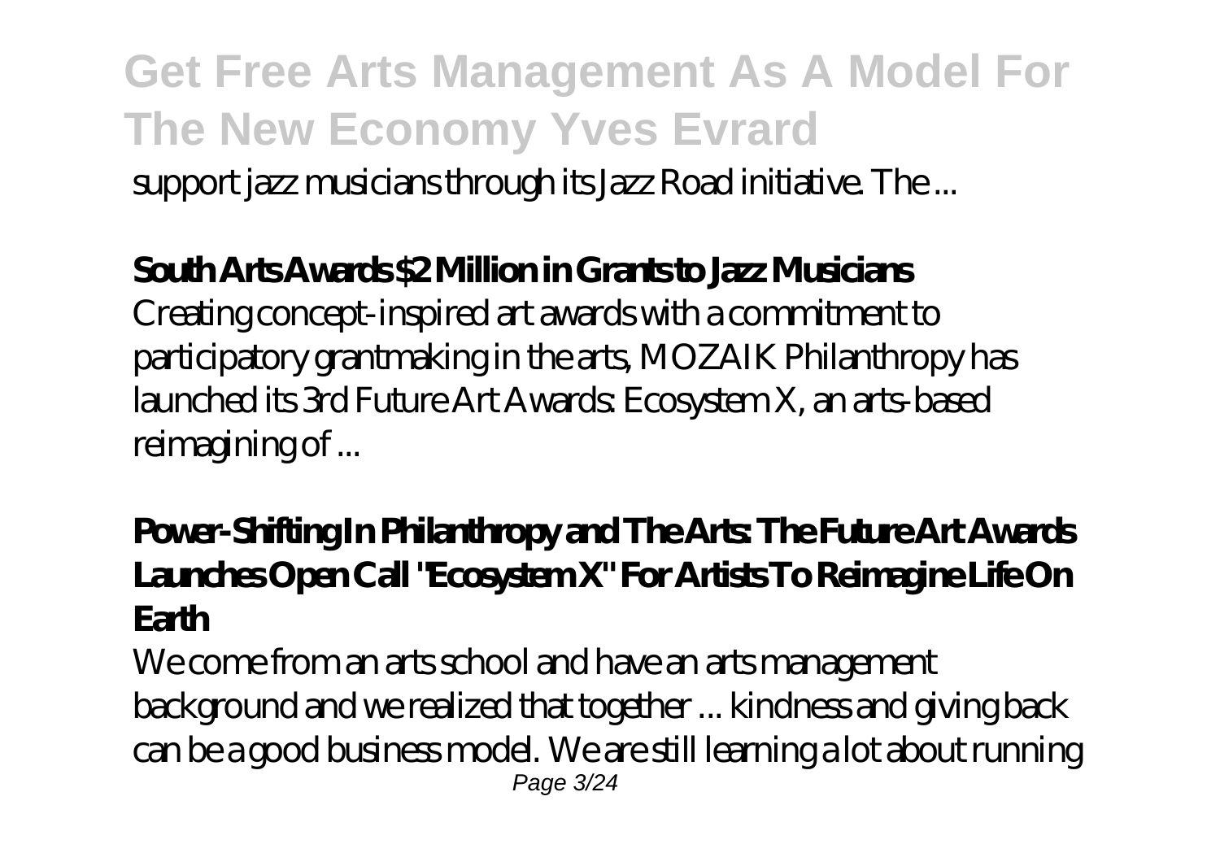support jazz musicians through its Jazz Road initiative. The ...

**South Arts Awards $2 Million in Grants to Jazz Musicians**

Creating concept-inspired art awards with a commitment to participatory grantmaking in the arts, MOZAIK Philanthropy has launched its 3rd Future Art Awards: Ecosystem X, an arts-based reimagining of ...

**Power-Shifting In Philanthropy and The Arts: The Future Art Awards Launches Open Call "Ecosystem X" For Artists To Reimagine Life On Earth**

We come from an arts school and have an arts management background and we realized that together ... kindness and giving back can be a good business model. We are still learning a lot about running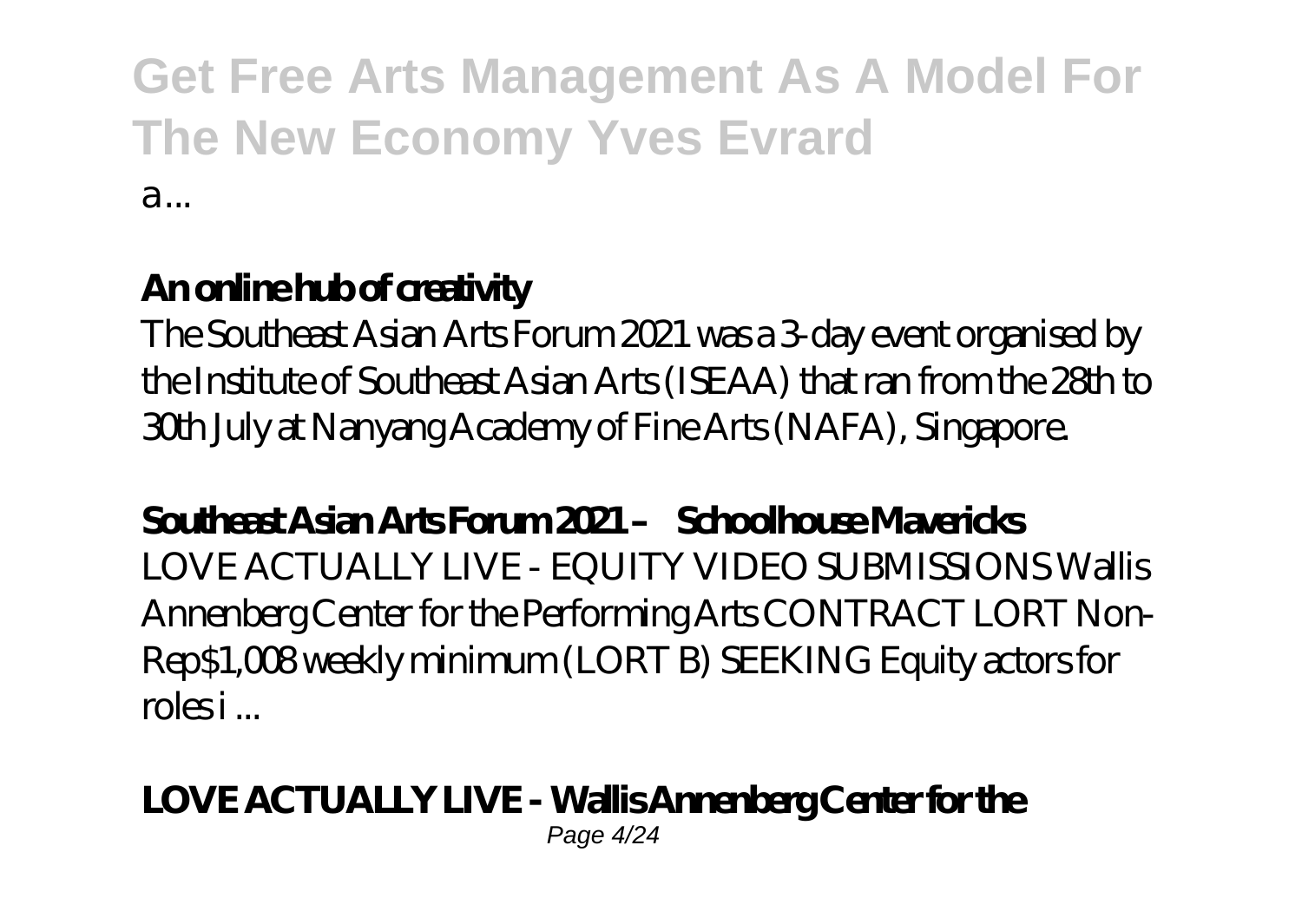a ...

**An online hub of creativity**

The Southeast Asian Arts Forum 2021 was a 3-day event organised by the Institute of Southeast Asian Arts (ISEAA) that ran from the 28th to 30th July at Nanyang Academy of Fine Arts (NAFA), Singapore.

**Southeast Asian Arts Forum 2021 – Schoolhouse Mavericks**

LOVE ACTUALLY LIVE - EQUITY VIDEO SUBMISSIONS Wallis Annenberg Center for the Performing Arts CONTRACT LORT Non-Rep$1,008 weekly minimum (LORT B) SEEKING Equity actors for roles i ...

**LOVE ACTUALLY LIVE - Wallis Annenberg Center for the**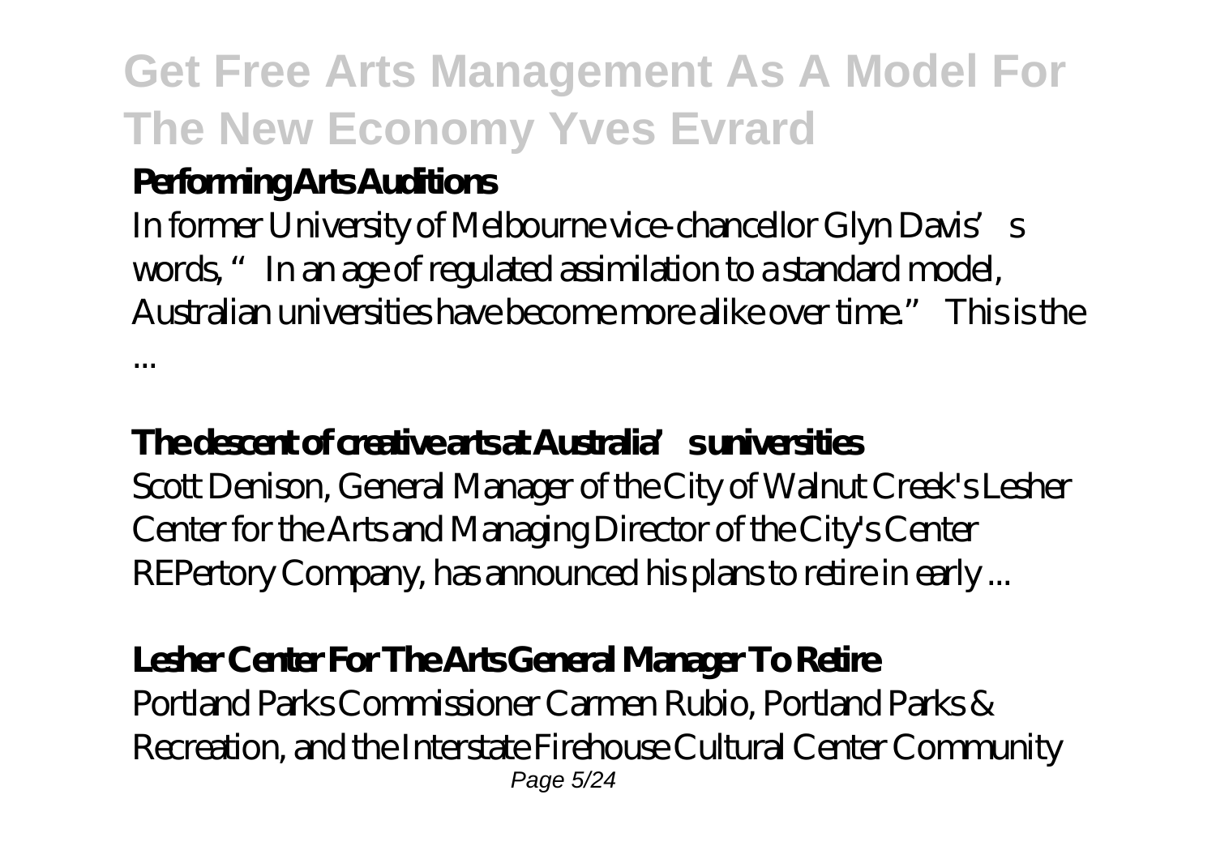**Performing Arts Auditions**

In former University of Melbourne vice-chancellor Glyn Davis's words, "In an age of regulated assimilation to a standard model, Australian universities have become more alike over time." This is the ...

**The descent of creative arts at Australia's universities**

Scott Denison, General Manager of the City of Walnut Creek's Lesher Center for the Arts and Managing Director of the City's Center REPertory Company, has announced his plans to retire in early ...

**Lesher Center For The Arts General Manager To Retire**

Portland Parks Commissioner Carmen Rubio, Portland Parks & Recreation, and the Interstate Firehouse Cultural Center Community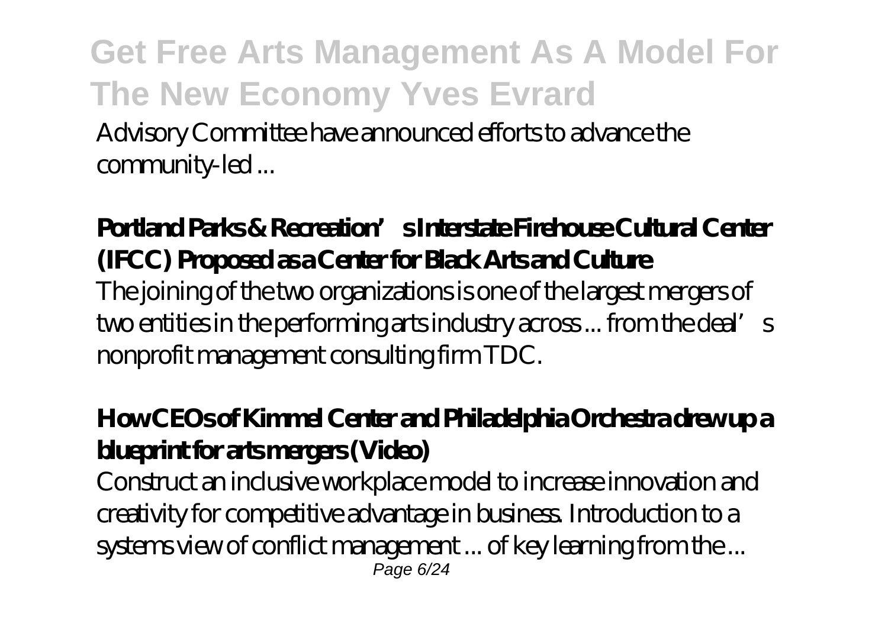Advisory Committee have announced efforts to advance the community-led ...

**Portland Parks & Recreation's Interstate Firehouse Cultural Center (IFCC) Proposed as a Center for Black Arts and Culture**

The joining of the two organizations is one of the largest mergers of two entities in the performing arts industry across ... from the deal's nonprofit management consulting firm TDC.

**How CEOs of Kimmel Center and Philadelphia Orchestra drew up a blueprint for arts mergers (Video)**

Construct an inclusive workplace model to increase innovation and creativity for competitive advantage in business. Introduction to a systems view of conflict management ... of key learning from the ...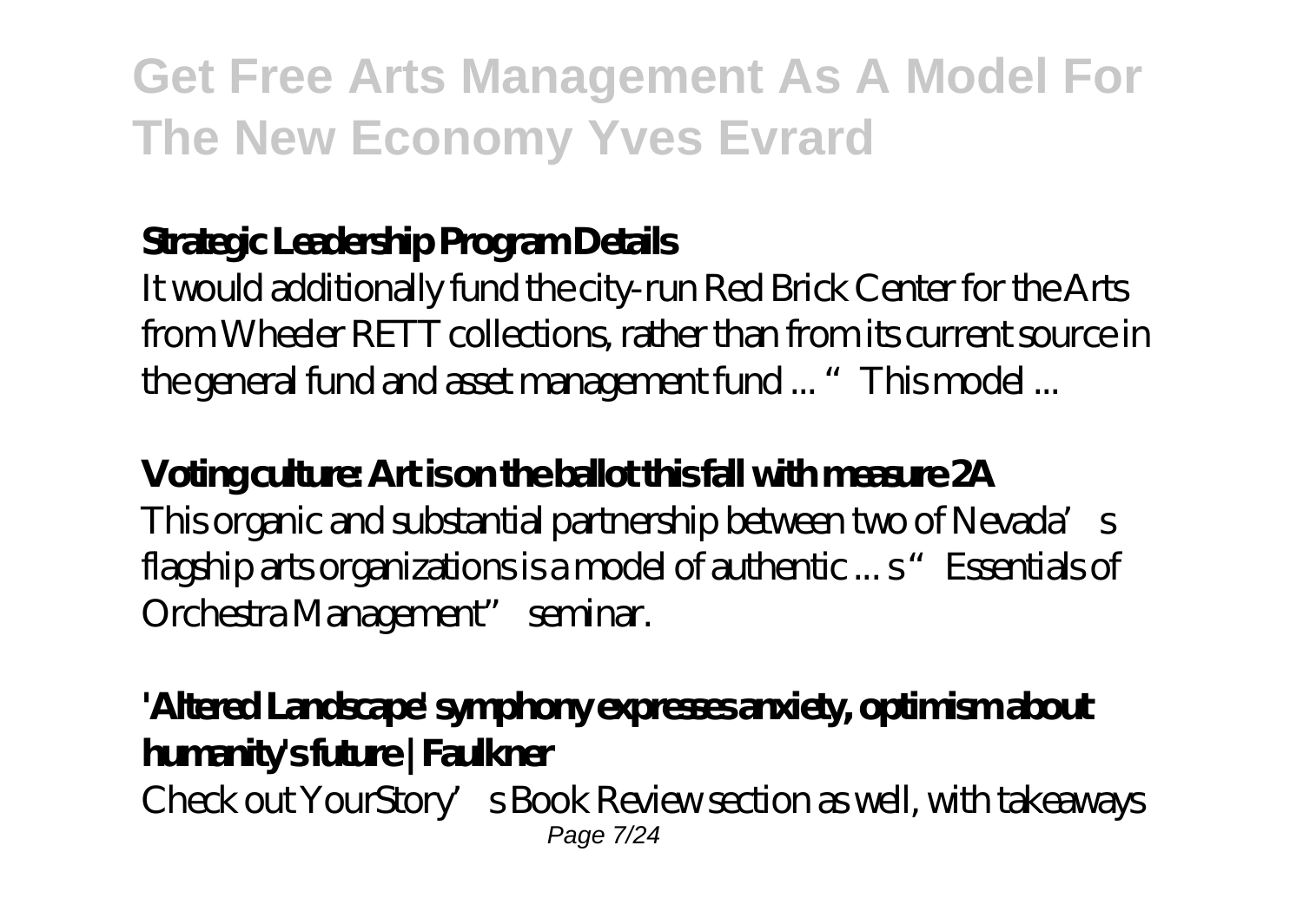**Strategic Leadership Program Details**

It would additionally fund the city-run Red Brick Center for the Arts from Wheeler RETT collections, rather than from its current source in the general fund and asset management fund ... "This model ...

**Voting culture: Art is on the ballot this fall with measure 2A**

This organic and substantial partnership between two of Nevada's flagship arts organizations is a model of authentic ... s "Essentials of Orchestra Management" seminar.

**'Altered Landscape' symphony expresses anxiety, optimism about humanity's future | Faulkner**

Check out YourStory's Book Review section as well, with takeaways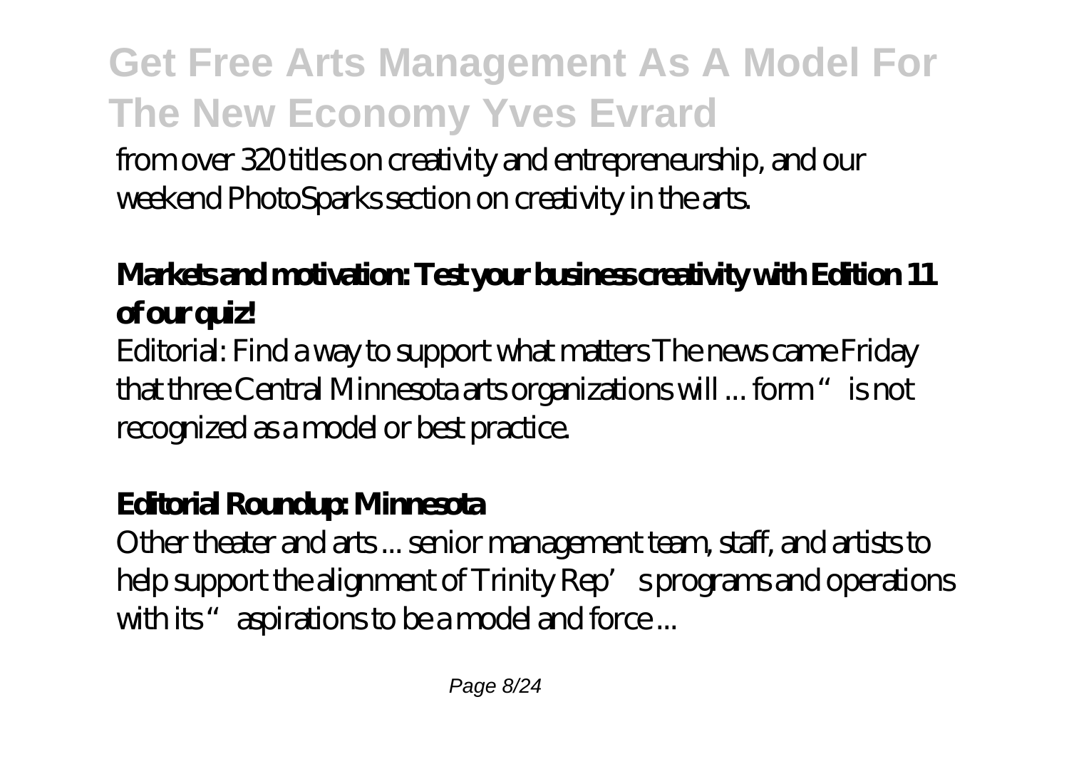from over 320 titles on creativity and entrepreneurship, and our weekend PhotoSparks section on creativity in the arts.

### Markets and motivation: Test your business creativity with Edition 11 of our quiz!

Editorial: Find a way to support what matters The news came Friday that three Central Minnesota arts organizations will ... form "is not recognized as a model or best practice.

### Editorial Roundup: Minnesota

Other theater and arts ... senior management team, staff, and artists to help support the alignment of Trinity Rep's programs and operations with its "aspirations to be a model and force ...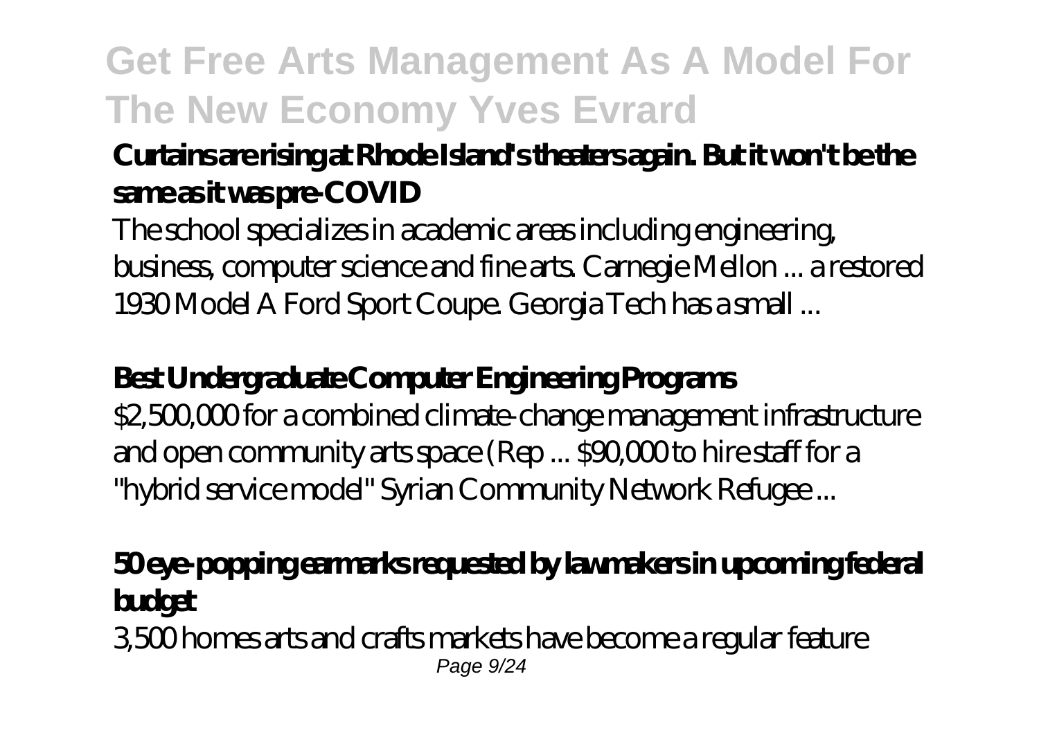### Curtains are rising at Rhode Island's theaters again. But it won't be the same as it was pre-COVID

The school specializes in academic areas including engineering, business, computer science and fine arts. Carnegie Mellon ... a restored 1930 Model A Ford Sport Coupe. Georgia Tech has a small ...

### Best Undergraduate Computer Engineering Programs

$2,500,000 for a combined climate-change management infrastructure and open community arts space (Rep ... $90,000 to hire staff for a "hybrid service model" Syrian Community Network Refugee ...

### 50 eye-popping earmarks requested by lawmakers in upcoming federal budget

3,500 homes arts and crafts markets have become a regular feature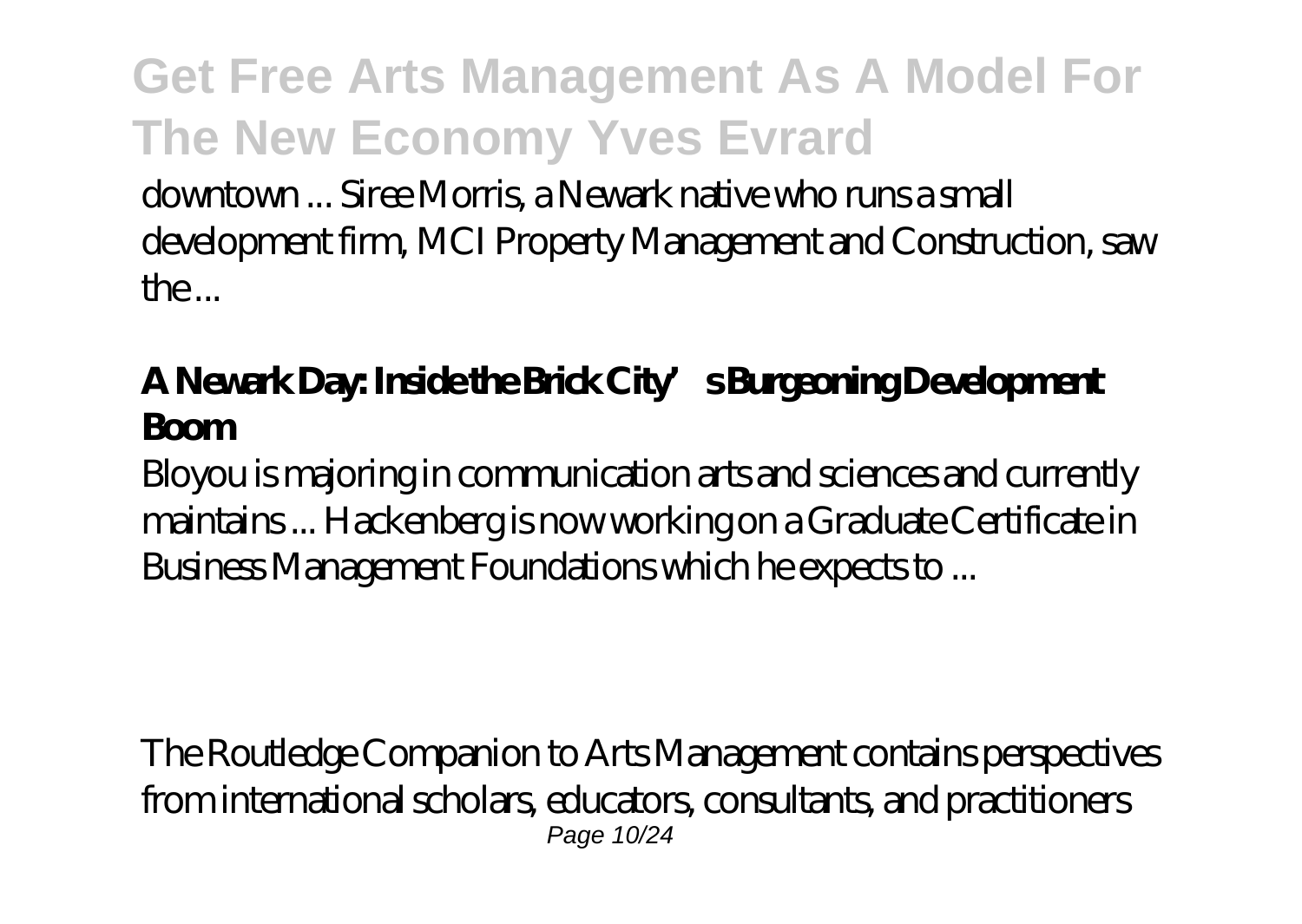downtown ... Siree Morris, a Newark native who runs a small development firm, MCI Property Management and Construction, saw the ...

**A Newark Day: Inside the Brick City's Burgeoning Development Boom**

Bloyou is majoring in communication arts and sciences and currently maintains ... Hackenberg is now working on a Graduate Certificate in Business Management Foundations which he expects to ...

The Routledge Companion to Arts Management contains perspectives from international scholars, educators, consultants, and practitioners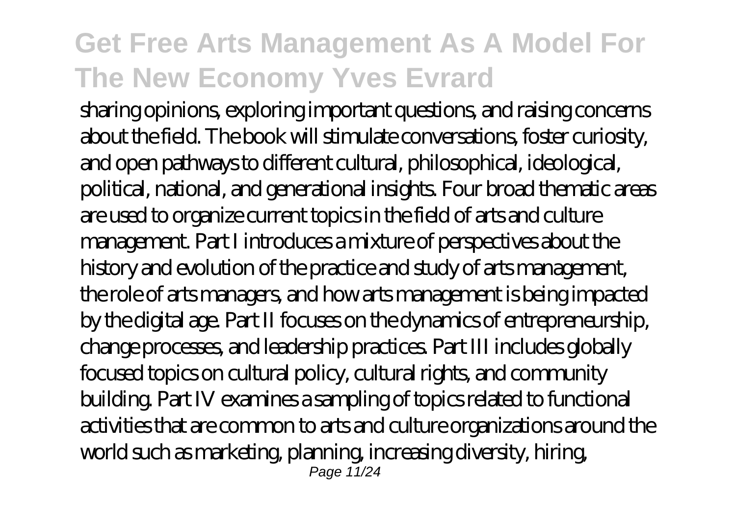sharing opinions, exploring important questions, and raising concerns about the field. The book will stimulate conversations, foster curiosity, and open pathways to different cultural, philosophical, ideological, political, national, and generational insights. Four broad thematic areas are used to organize current topics in the field of arts and culture management. Part I introduces a mixture of perspectives about the history and evolution of the practice and study of arts management, the role of arts managers, and how arts management is being impacted by the digital age. Part II focuses on the dynamics of entrepreneurship, change processes, and leadership practices. Part III includes globally focused topics on cultural policy, cultural rights, and community building. Part IV examines a sampling of topics related to functional activities that are common to arts and culture organizations around the world such as marketing, planning, increasing diversity, hiring,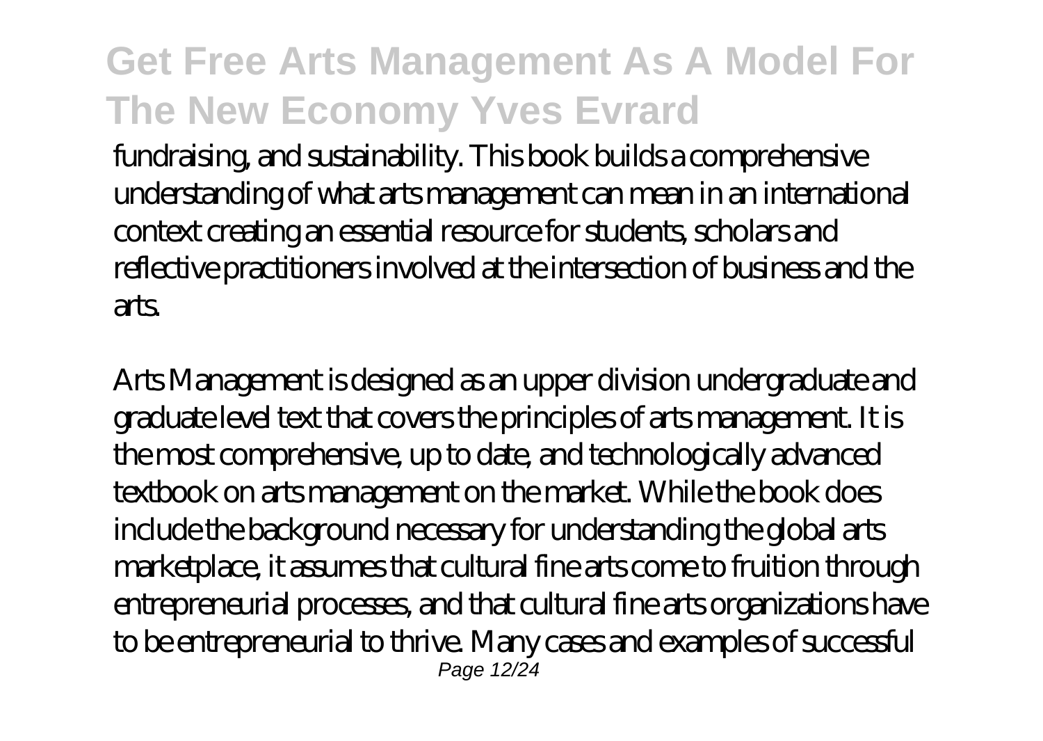fundraising, and sustainability. This book builds a comprehensive understanding of what arts management can mean in an international context creating an essential resource for students, scholars and reflective practitioners involved at the intersection of business and the arts.

Arts Management is designed as an upper division undergraduate and graduate level text that covers the principles of arts management. It is the most comprehensive, up to date, and technologically advanced textbook on arts management on the market. While the book does include the background necessary for understanding the global arts marketplace, it assumes that cultural fine arts come to fruition through entrepreneurial processes, and that cultural fine arts organizations have to be entrepreneurial to thrive. Many cases and examples of successful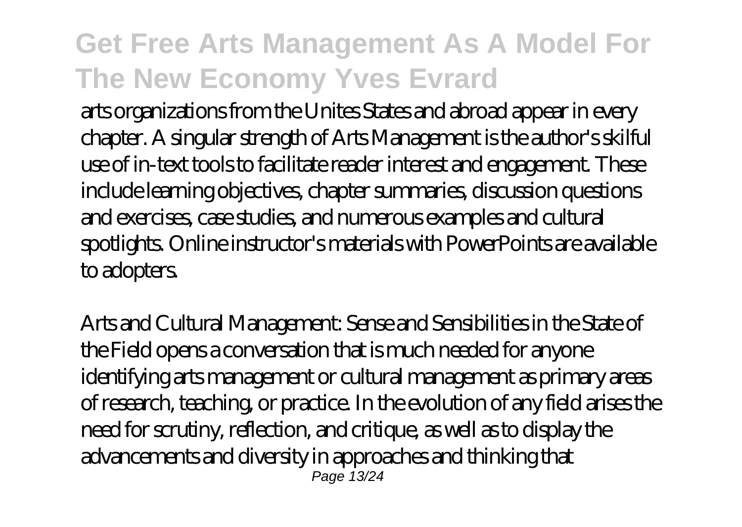arts organizations from the Unites States and abroad appear in every chapter. A singular strength of Arts Management is the author's skilful use of in-text tools to facilitate reader interest and engagement. These include learning objectives, chapter summaries, discussion questions and exercises, case studies, and numerous examples and cultural spotlights. Online instructor's materials with PowerPoints are available to adopters.

Arts and Cultural Management: Sense and Sensibilities in the State of the Field opens a conversation that is much needed for anyone identifying arts management or cultural management as primary areas of research, teaching, or practice. In the evolution of any field arises the need for scrutiny, reflection, and critique, as well as to display the advancements and diversity in approaches and thinking that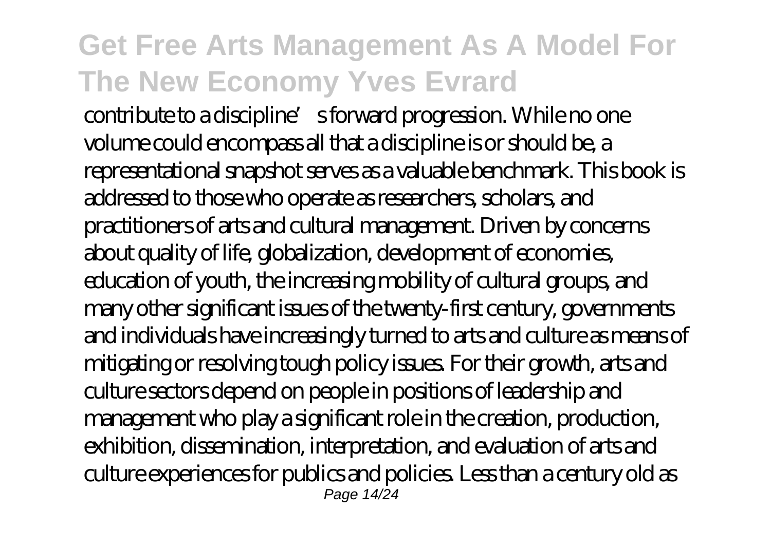contribute to a discipline's forward progression. While no one volume could encompass all that a discipline is or should be, a representational snapshot serves as a valuable benchmark. This book is addressed to those who operate as researchers, scholars, and practitioners of arts and cultural management. Driven by concerns about quality of life, globalization, development of economies, education of youth, the increasing mobility of cultural groups, and many other significant issues of the twenty-first century, governments and individuals have increasingly turned to arts and culture as means of mitigating or resolving tough policy issues. For their growth, arts and culture sectors depend on people in positions of leadership and management who play a significant role in the creation, production, exhibition, dissemination, interpretation, and evaluation of arts and culture experiences for publics and policies. Less than a century old as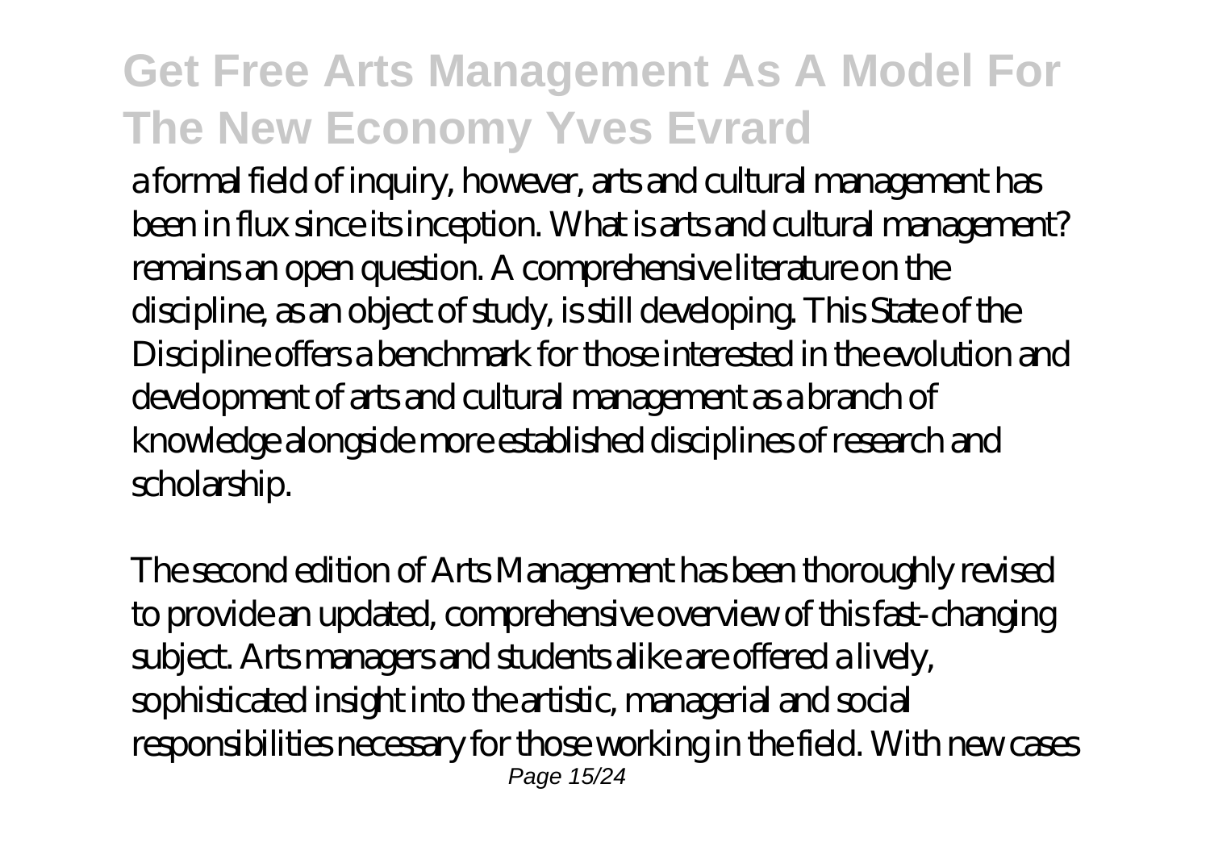a formal field of inquiry, however, arts and cultural management has been in flux since its inception. What is arts and cultural management? remains an open question. A comprehensive literature on the discipline, as an object of study, is still developing. This State of the Discipline offers a benchmark for those interested in the evolution and development of arts and cultural management as a branch of knowledge alongside more established disciplines of research and scholarship.

The second edition of Arts Management has been thoroughly revised to provide an updated, comprehensive overview of this fast-changing subject. Arts managers and students alike are offered a lively, sophisticated insight into the artistic, managerial and social responsibilities necessary for those working in the field. With new cases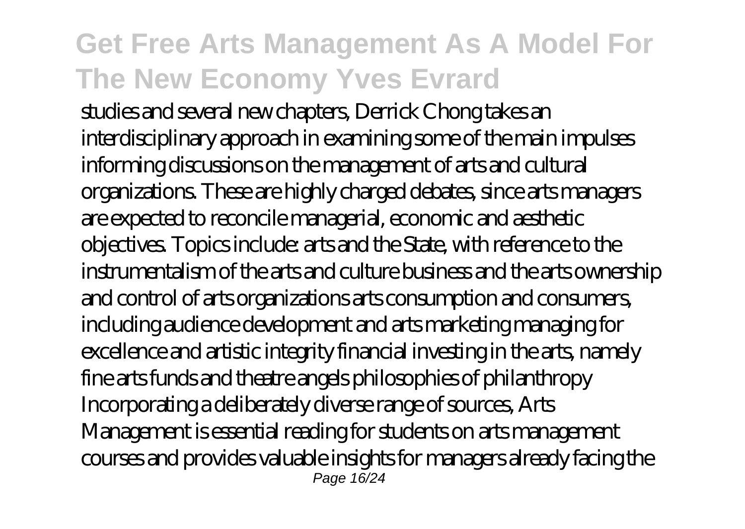studies and several new chapters, Derrick Chong takes an interdisciplinary approach in examining some of the main impulses informing discussions on the management of arts and cultural organizations. These are highly charged debates, since arts managers are expected to reconcile managerial, economic and aesthetic objectives. Topics include: arts and the State, with reference to the instrumentalism of the arts and culture business and the arts ownership and control of arts organizations arts consumption and consumers, including audience development and arts marketing managing for excellence and artistic integrity financial investing in the arts, namely fine arts funds and theatre angels philosophies of philanthropy Incorporating a deliberately diverse range of sources, Arts Management is essential reading for students on arts management courses and provides valuable insights for managers already facing the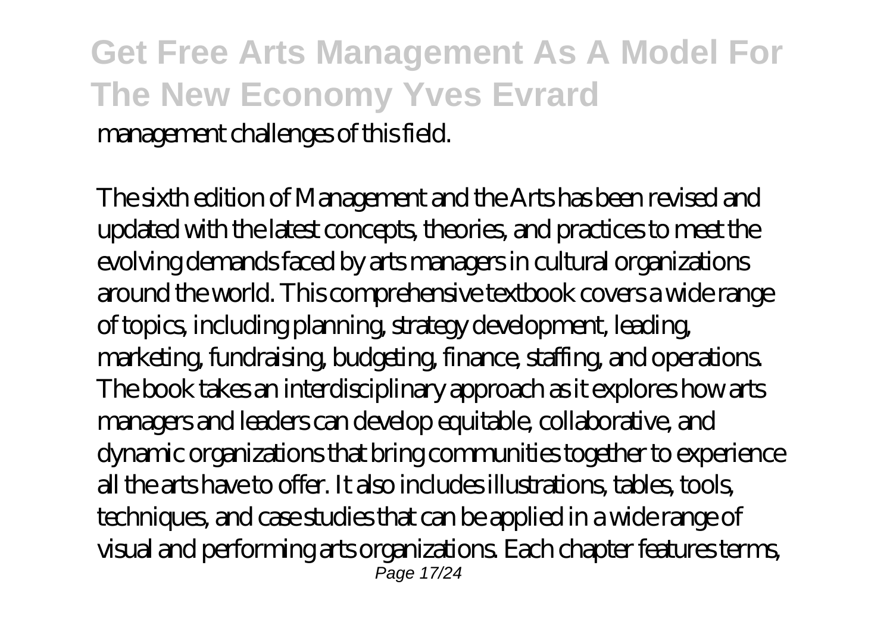management challenges of this field.

The sixth edition of Management and the Arts has been revised and updated with the latest concepts, theories, and practices to meet the evolving demands faced by arts managers in cultural organizations around the world. This comprehensive textbook covers a wide range of topics, including planning, strategy development, leading, marketing, fundraising, budgeting, finance, staffing, and operations. The book takes an interdisciplinary approach as it explores how arts managers and leaders can develop equitable, collaborative, and dynamic organizations that bring communities together to experience all the arts have to offer. It also includes illustrations, tables, tools, techniques, and case studies that can be applied in a wide range of visual and performing arts organizations. Each chapter features terms,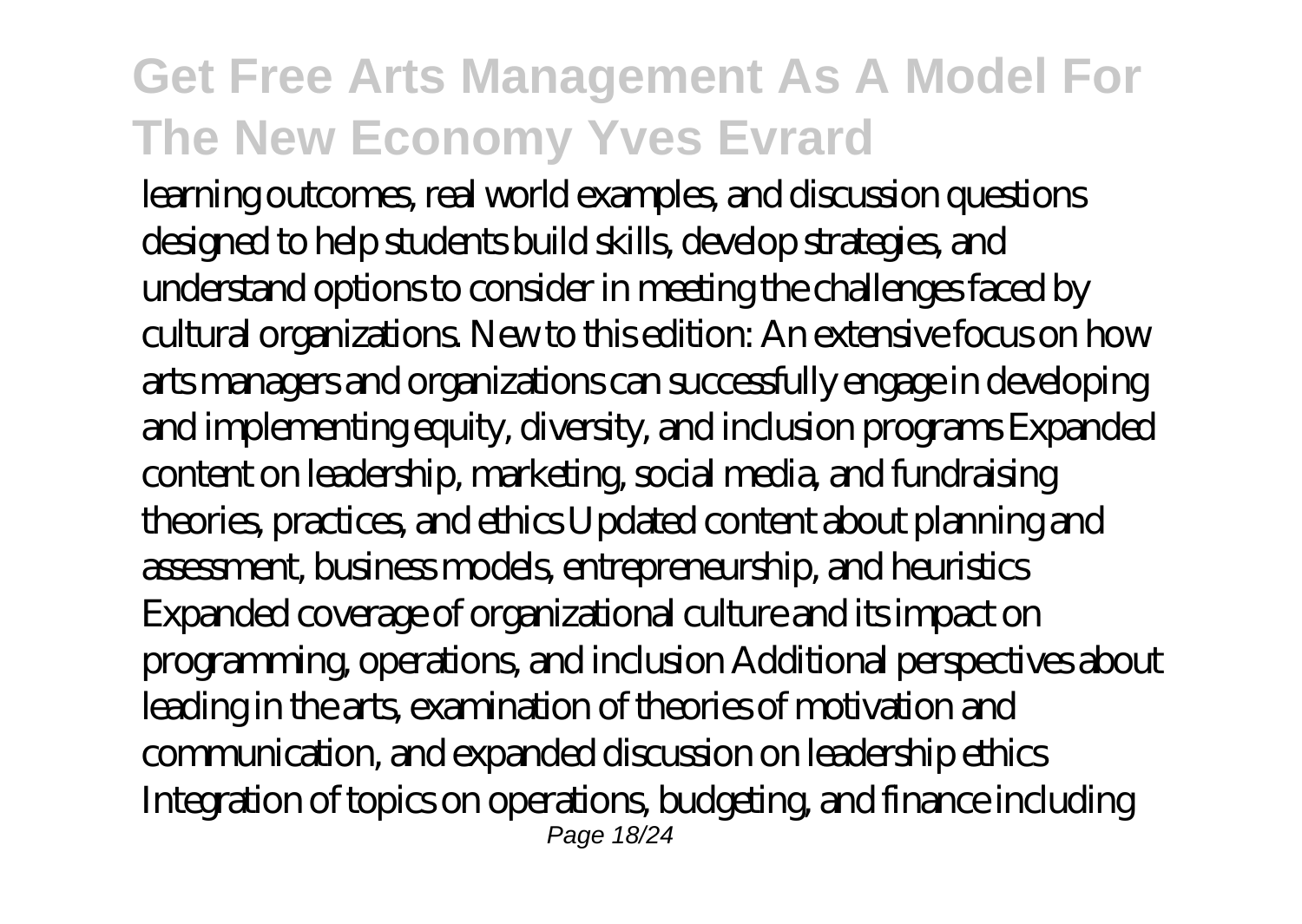learning outcomes, real world examples, and discussion questions designed to help students build skills, develop strategies, and understand options to consider in meeting the challenges faced by cultural organizations. New to this edition: An extensive focus on how arts managers and organizations can successfully engage in developing and implementing equity, diversity, and inclusion programs Expanded content on leadership, marketing, social media, and fundraising theories, practices, and ethics Updated content about planning and assessment, business models, entrepreneurship, and heuristics Expanded coverage of organizational culture and its impact on programming, operations, and inclusion Additional perspectives about leading in the arts, examination of theories of motivation and communication, and expanded discussion on leadership ethics Integration of topics on operations, budgeting, and finance including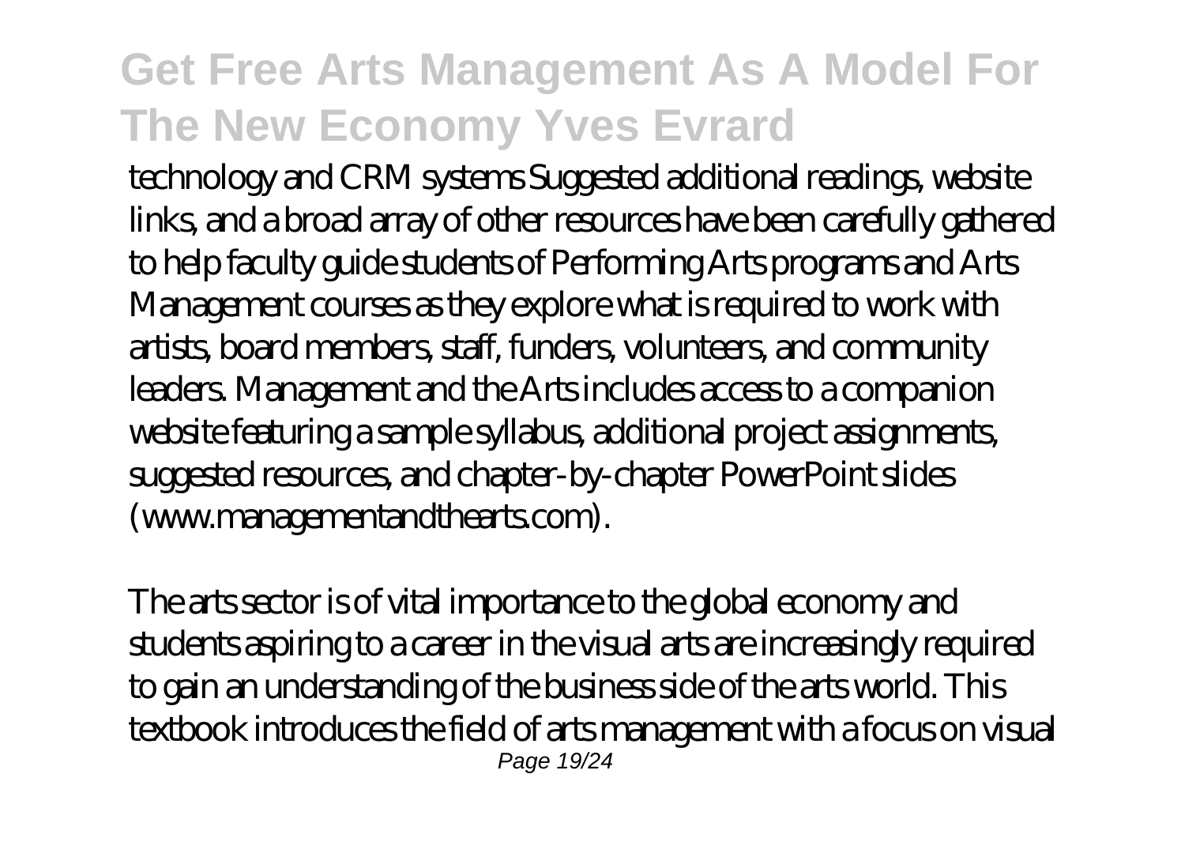technology and CRM systems Suggested additional readings, website links, and a broad array of other resources have been carefully gathered to help faculty guide students of Performing Arts programs and Arts Management courses as they explore what is required to work with artists, board members, staff, funders, volunteers, and community leaders. Management and the Arts includes access to a companion website featuring a sample syllabus, additional project assignments, suggested resources, and chapter-by-chapter PowerPoint slides (www.managementandthearts.com).

The arts sector is of vital importance to the global economy and students aspiring to a career in the visual arts are increasingly required to gain an understanding of the business side of the arts world. This textbook introduces the field of arts management with a focus on visual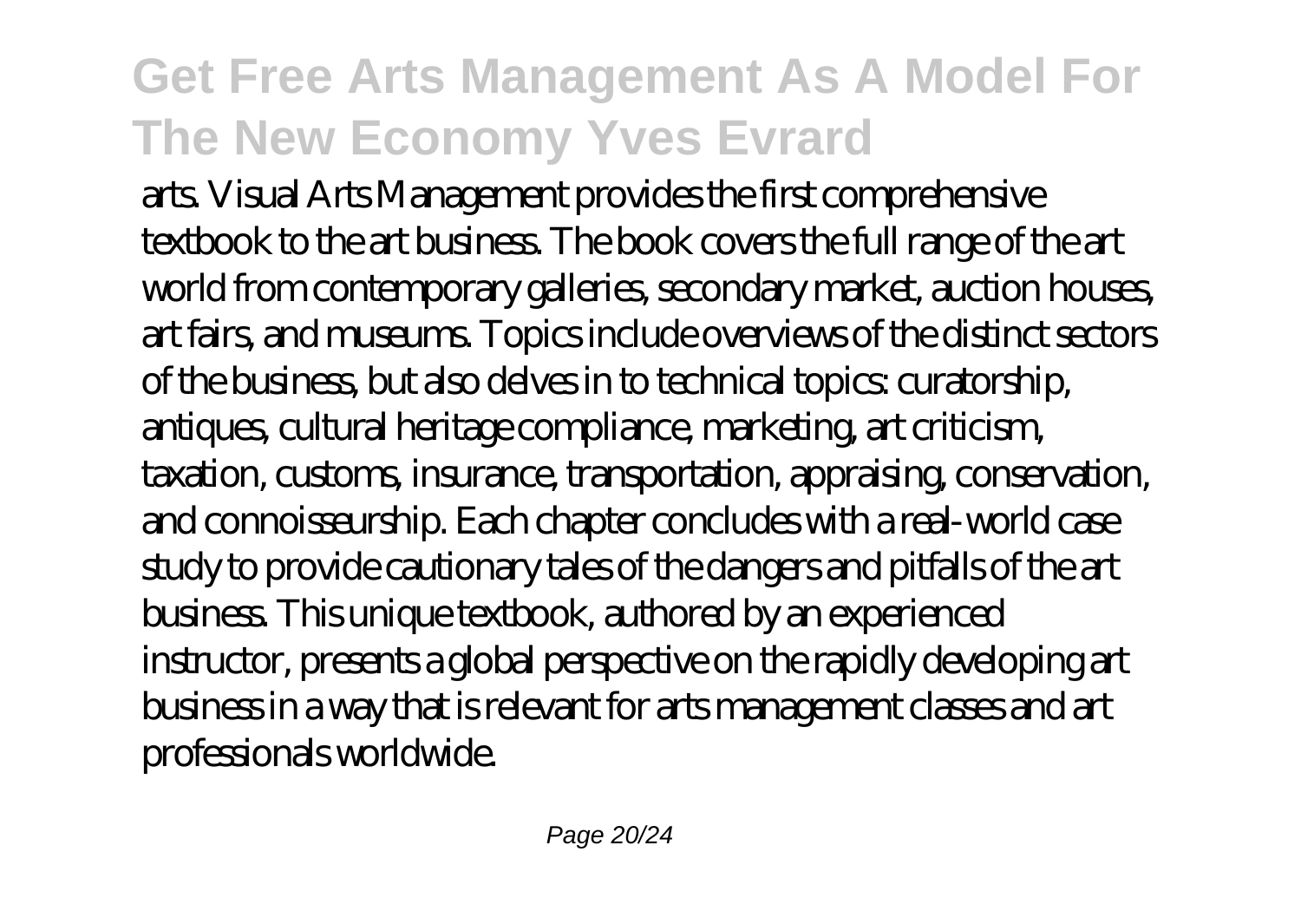arts. Visual Arts Management provides the first comprehensive textbook to the art business. The book covers the full range of the art world from contemporary galleries, secondary market, auction houses, art fairs, and museums. Topics include overviews of the distinct sectors of the business, but also delves in to technical topics: curatorship, antiques, cultural heritage compliance, marketing, art criticism, taxation, customs, insurance, transportation, appraising, conservation, and connoisseurship. Each chapter concludes with a real-world case study to provide cautionary tales of the dangers and pitfalls of the art business. This unique textbook, authored by an experienced instructor, presents a global perspective on the rapidly developing art business in a way that is relevant for arts management classes and art professionals worldwide.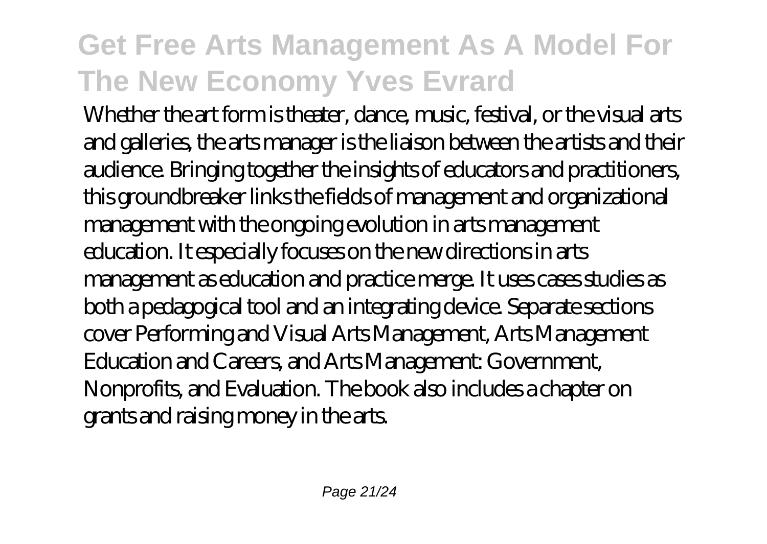Whether the art form is theater, dance, music, festival, or the visual arts and galleries, the arts manager is the liaison between the artists and their audience. Bringing together the insights of educators and practitioners, this groundbreaker links the fields of management and organizational management with the ongoing evolution in arts management education. It especially focuses on the new directions in arts management as education and practice merge. It uses cases studies as both a pedagogical tool and an integrating device. Separate sections cover Performing and Visual Arts Management, Arts Management Education and Careers, and Arts Management: Government, Nonprofits, and Evaluation. The book also includes a chapter on grants and raising money in the arts.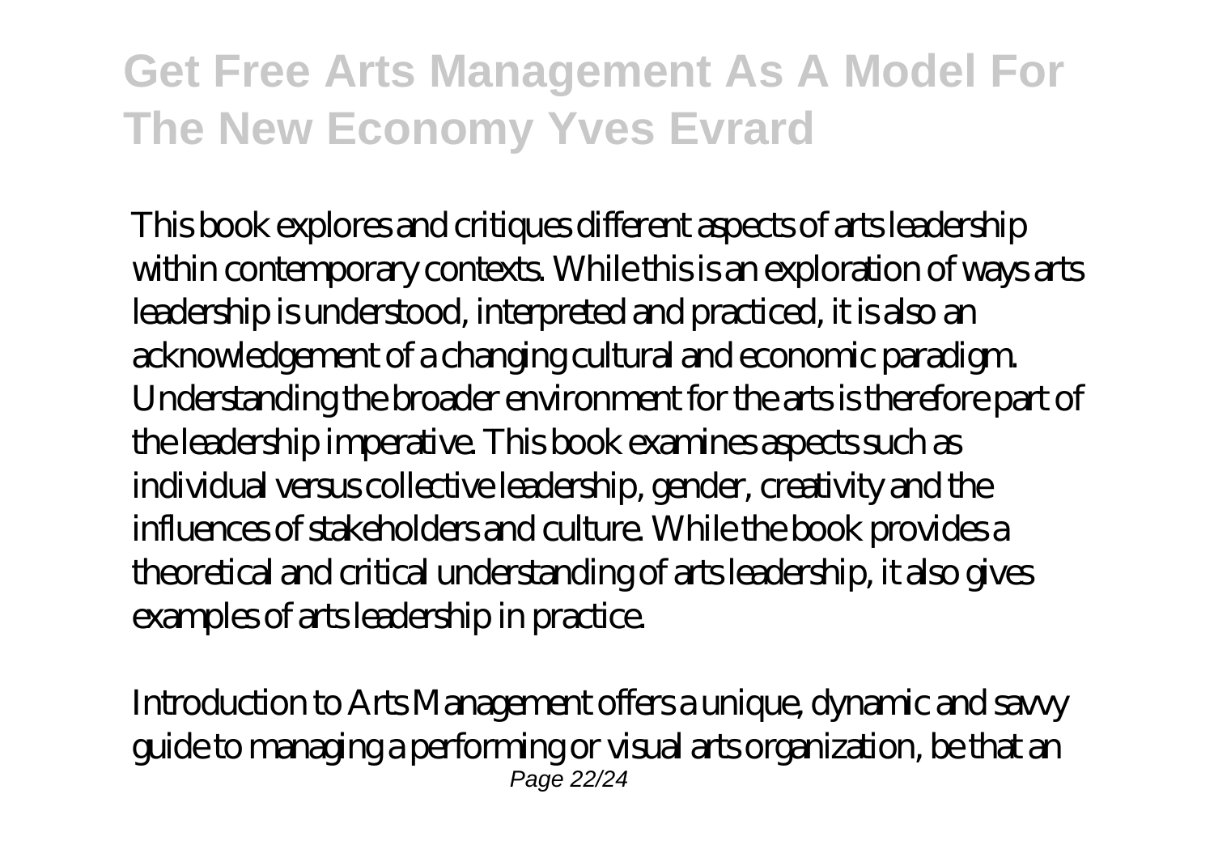This book explores and critiques different aspects of arts leadership within contemporary contexts. While this is an exploration of ways arts leadership is understood, interpreted and practiced, it is also an acknowledgement of a changing cultural and economic paradigm. Understanding the broader environment for the arts is therefore part of the leadership imperative. This book examines aspects such as individual versus collective leadership, gender, creativity and the influences of stakeholders and culture. While the book provides a theoretical and critical understanding of arts leadership, it also gives examples of arts leadership in practice.

Introduction to Arts Management offers a unique, dynamic and savvy guide to managing a performing or visual arts organization, be that an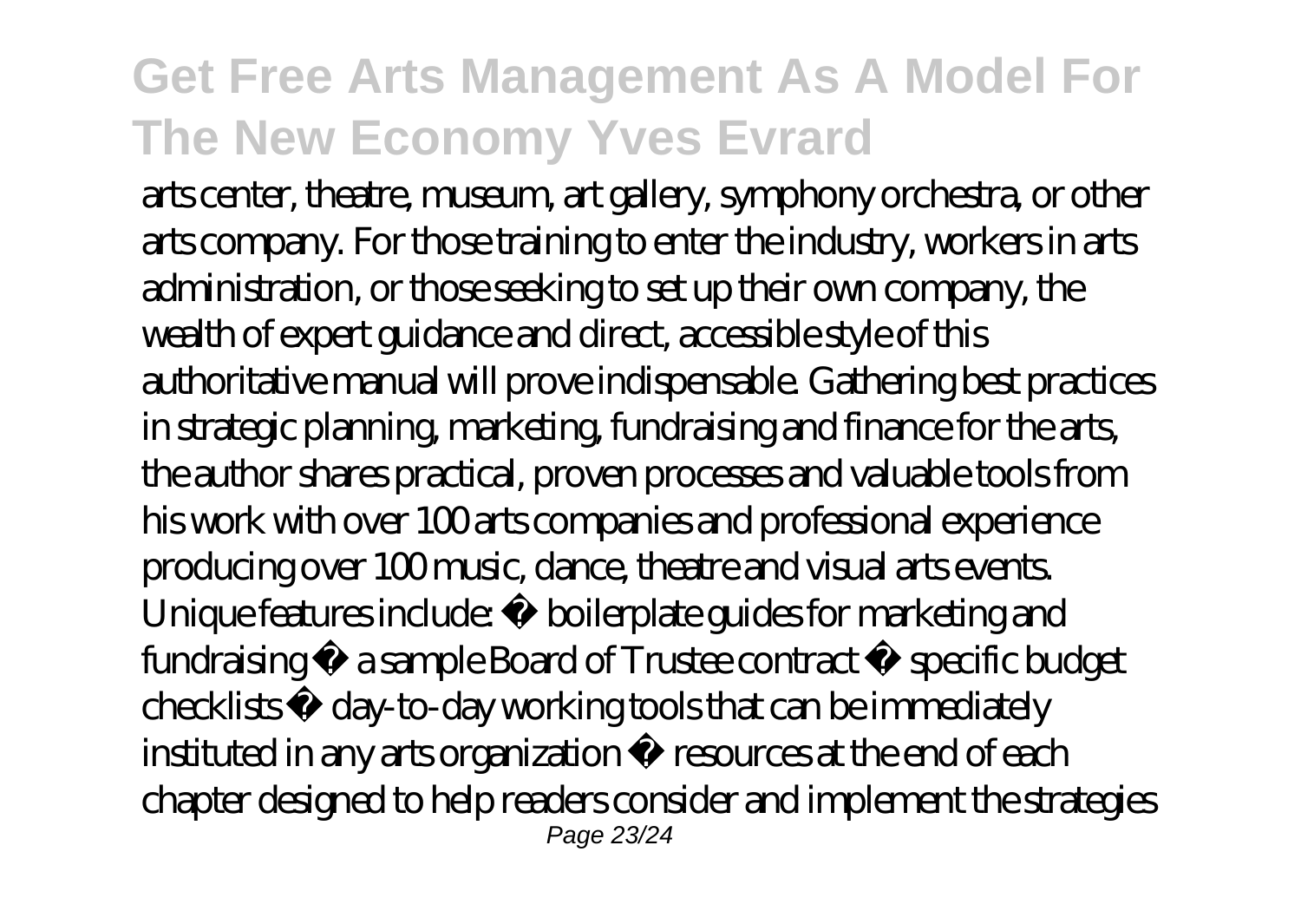arts center, theatre, museum, art gallery, symphony orchestra, or other arts company. For those training to enter the industry, workers in arts administration, or those seeking to set up their own company, the wealth of expert guidance and direct, accessible style of this authoritative manual will prove indispensable. Gathering best practices in strategic planning, marketing, fundraising and finance for the arts, the author shares practical, proven processes and valuable tools from his work with over 100 arts companies and professional experience producing over 100 music, dance, theatre and visual arts events. Unique features include: • boilerplate guides for marketing and fundraising • a sample Board of Trustee contract • specific budget checklists • day-to-day working tools that can be immediately instituted in any arts organization • resources at the end of each chapter designed to help readers consider and implement the strategies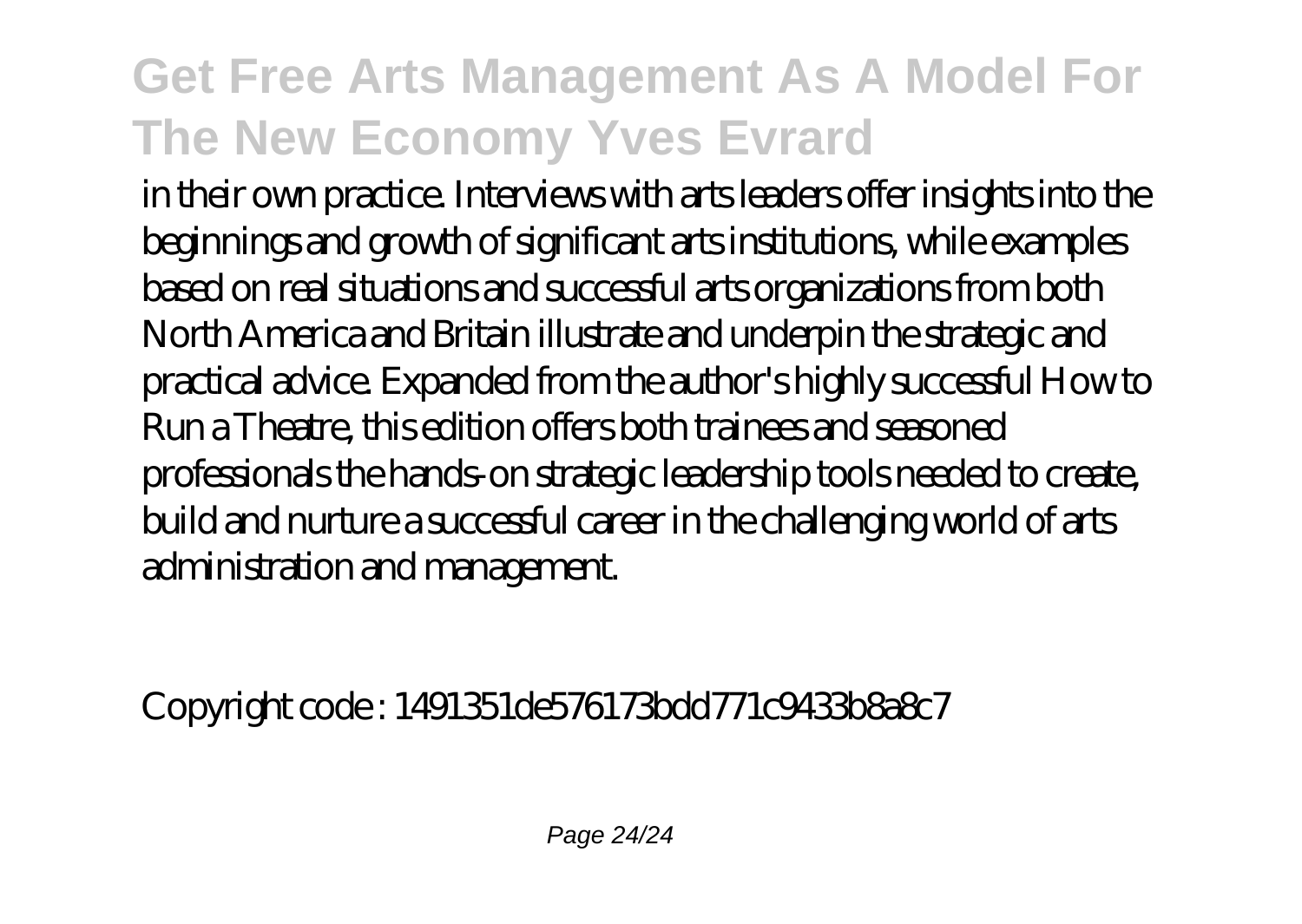in their own practice. Interviews with arts leaders offer insights into the beginnings and growth of significant arts institutions, while examples based on real situations and successful arts organizations from both North America and Britain illustrate and underpin the strategic and practical advice. Expanded from the author's highly successful How to Run a Theatre, this edition offers both trainees and seasoned professionals the hands-on strategic leadership tools needed to create, build and nurture a successful career in the challenging world of arts administration and management.

Copyright code : 1491351de576173bdd771c9433b8a8c7